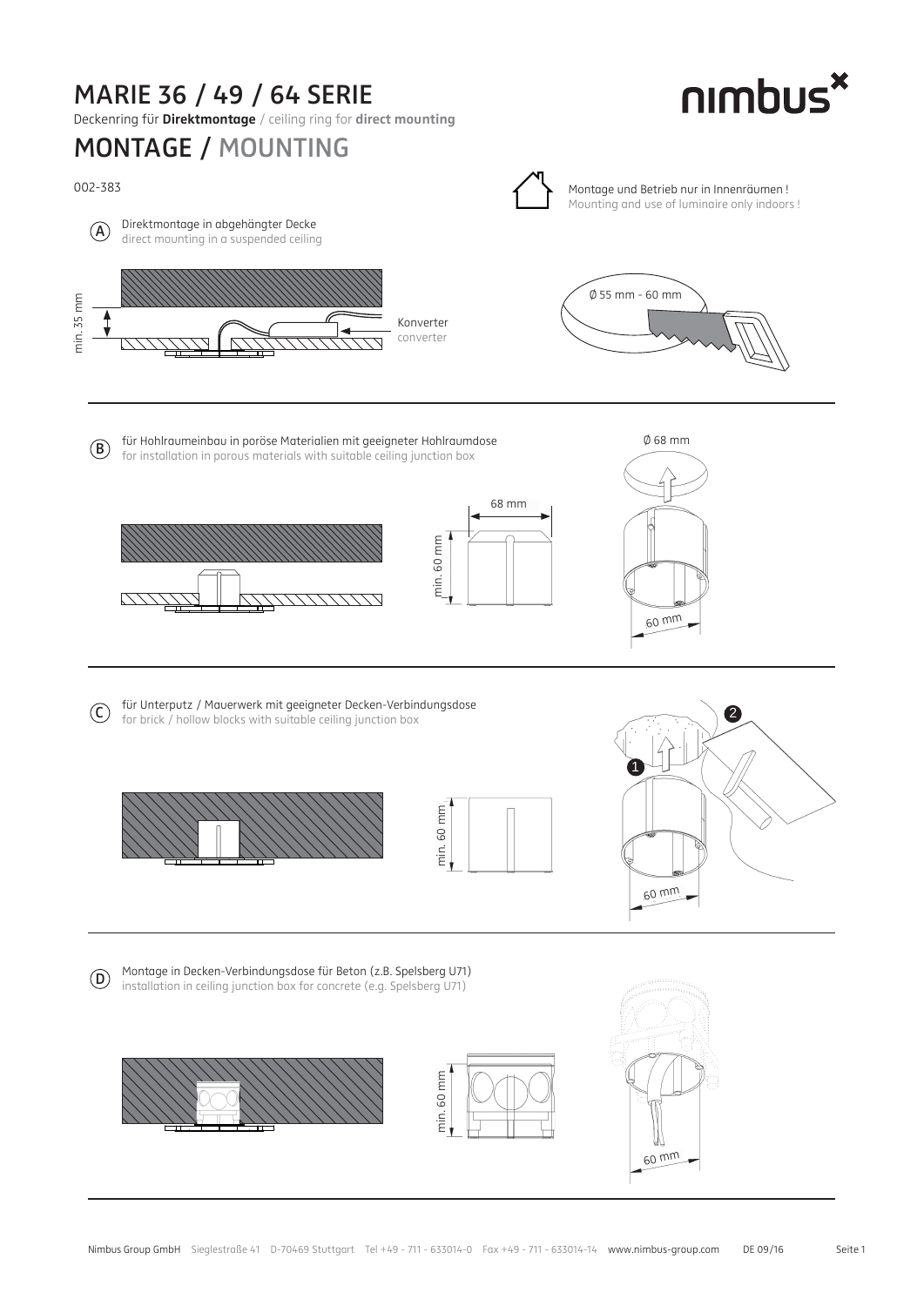# MARIE 36 / 49 / 64 SERIE

Deckenring für **Direktmontage** / ceiling ring for **direct mounting**

# MONTAGE / MOUNTING

002-383

Montage und Betrieb nur in Innenräumen !
Mounting and use of luminaire only indoors !

## (A) Direktmontage in abgehängter Decke

direct mounting in a suspended ceiling

min. 35 mm

Konverter
converter

Ø 55 mm - 60 mm

## (B) für Hohlraumeinbau in poröse Materialien mit geeigneter Hohlraumdose

for installation in porous materials with suitable ceiling junction box

68 mm

min. 60 mm

Ø 68 mm

60 mm

## (C) für Unterputz / Mauerwerk mit geeigneter Decken-Verbindungsdose

for brick / hollow blocks with suitable ceiling junction box

min. 60 mm

1

2

60 mm

## (D) Montage in Decken-Verbindungsdose für Beton (z.B. Spelsberg U71)

installation in ceiling junction box for concrete (e.g. Spelsberg U71)

min. 60 mm

60 mm

Nimbus Group GmbH Sieglestraße 41 D-70469 Stuttgart Tel +49 - 711 - 633014-0 Fax +49 - 711 - 633014-14 www.nimbus-group.com DE 09/16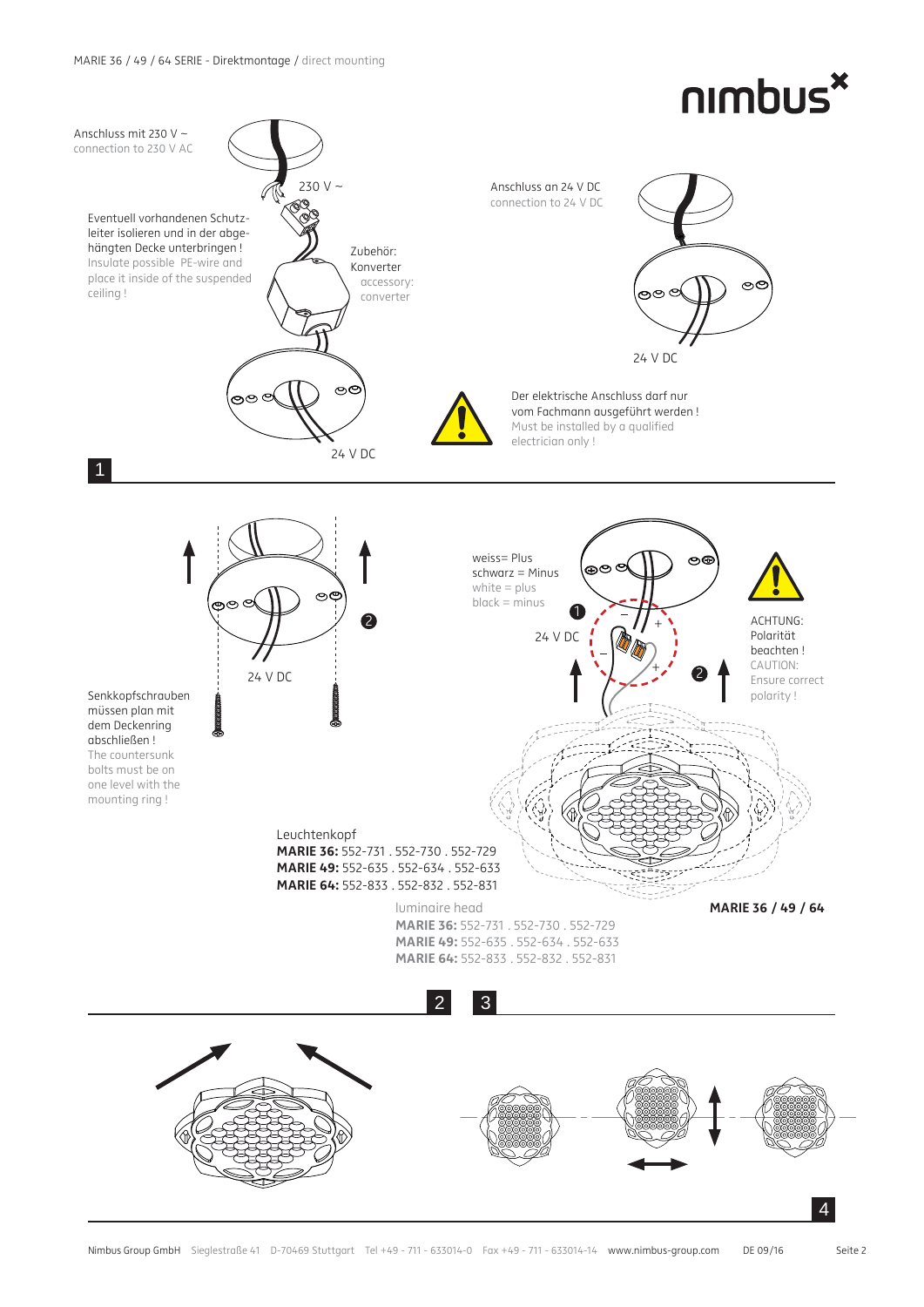MARIE 36 / 49 / 64 SERIE - Direktmontage / direct mounting

nimbus

## 1

Anschluss mit 230 V ~
connection to 230 V AC

230 V ~

Eventuell vorhandenen Schutzleiter isolieren und in der abgehängten Decke unterbringen !
Insulate possible PE-wire and place it inside of the suspended ceiling !

Zubehör: Konverter
accessory: converter

24 V DC

Anschluss an 24 V DC
connection to 24 V DC

24 V DC

Der elektrische Anschluss darf nur vom Fachmann ausgeführt werden !
Must be installed by a qualified electrician only !

## 2

24 V DC

Senkkopfschrauben müssen plan mit dem Deckenring abschließen !
The countersunk bolts must be on one level with the mounting ring !

weiss= Plus
schwarz = Minus
white = plus
black = minus

24 V DC

ACHTUNG: Polarität beachten !
CAUTION: Ensure correct polarity !

Leuchtenkopf
**MARIE 36:** 552-731 . 552-730 . 552-729
**MARIE 49:** 552-635 . 552-634 . 552-633
**MARIE 64:** 552-833 . 552-832 . 552-831

luminaire head
**MARIE 36:** 552-731 . 552-730 . 552-729
**MARIE 49:** 552-635 . 552-634 . 552-633
**MARIE 64:** 552-833 . 552-832 . 552-831

**MARIE 36 / 49 / 64**

## 3

## 4

Nimbus Group GmbH Sieglestraße 41 D-70469 Stuttgart Tel +49 - 711 - 633014-0 Fax +49 - 711 - 633014-14 www.nimbus-group.com DE 09/16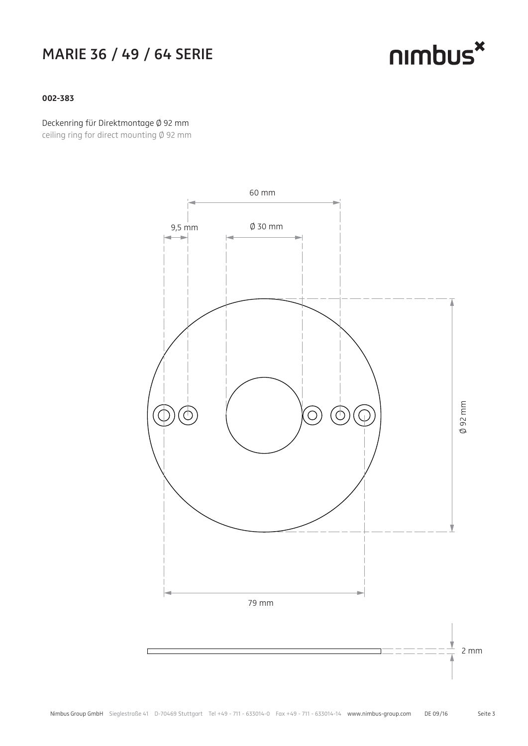# MARIE 36 / 49 / 64 SERIE

nimbus

**002-383**

Deckenring für Direktmontage Ø 92 mm
ceiling ring for direct mounting Ø 92 mm

60 mm

9,5 mm

Ø 30 mm

Ø 92 mm

79 mm

2 mm

Nimbus Group GmbH Sieglestraße 41 D-70469 Stuttgart Tel +49 - 711 - 633014-0 Fax +49 - 711 - 633014-14 www.nimbus-group.com DE 09/16